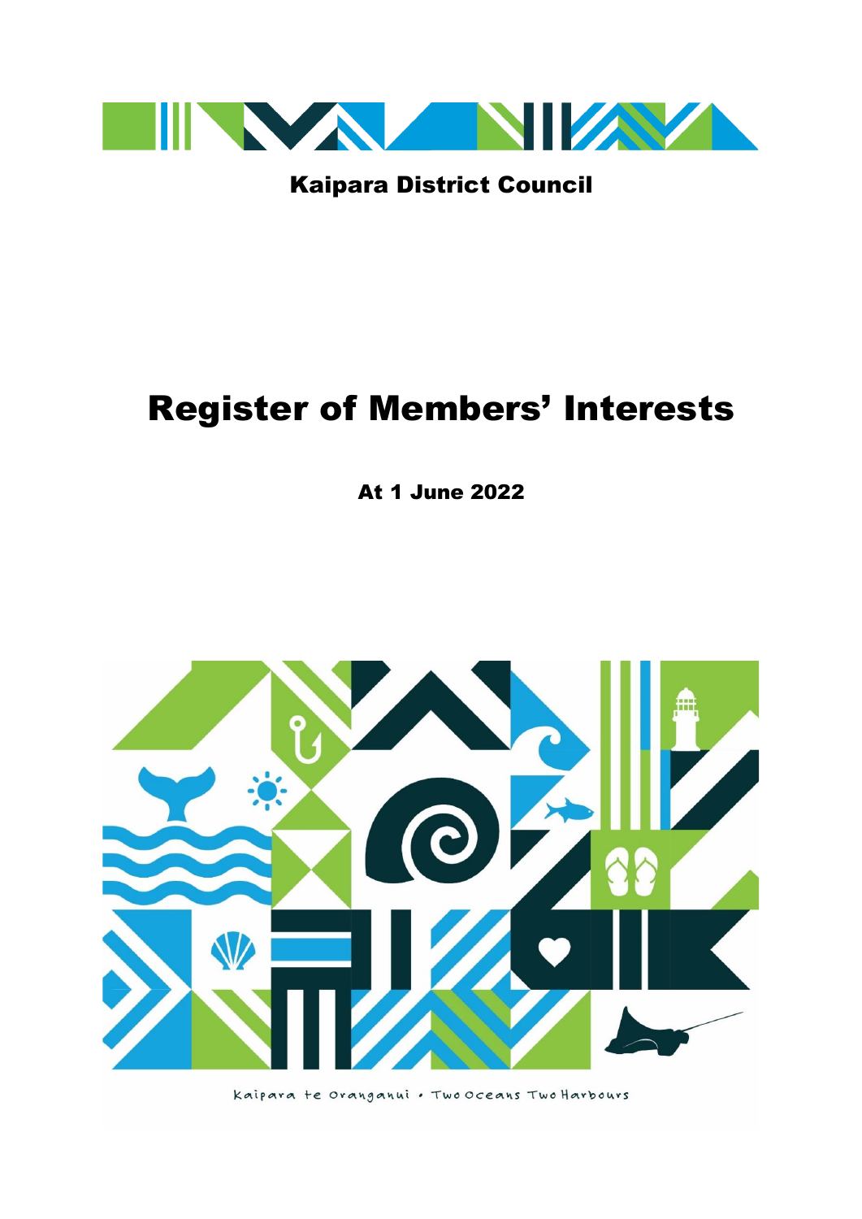Kaipara District Council

# Register of Members' Interests

**At 1 June 2022**

Kaipara te Oranganui • Two Oceans Two Harbours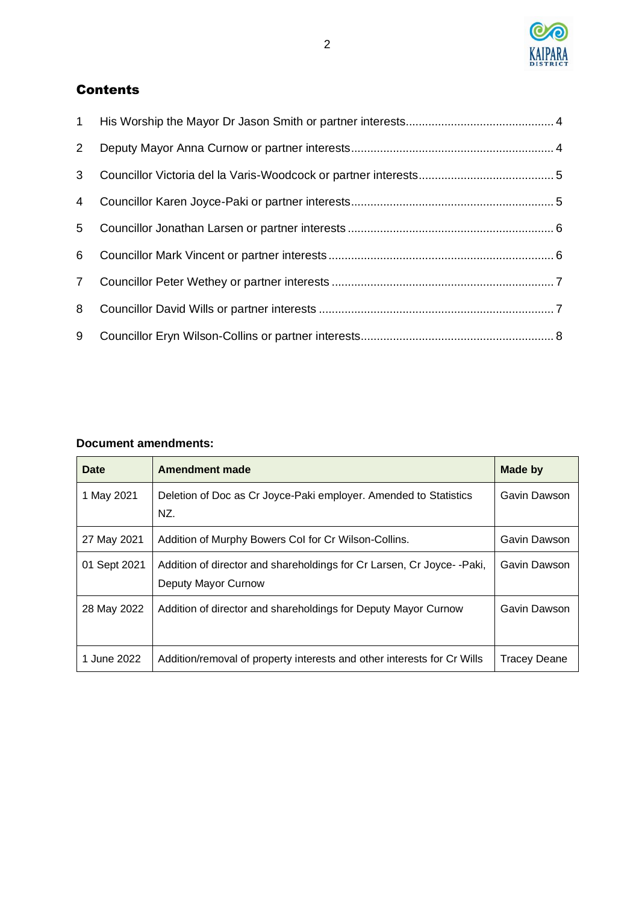## Contents

1 His Worship the Mayor Dr Jason Smith or partner interests............................................. 4

2 Deputy Mayor Anna Curnow or partner interests.............................................................. 4

3 Councillor Victoria del la Varis-Woodcock or partner interests......................................... 5

4 Councillor Karen Joyce-Paki or partner interests.............................................................. 5

5 Councillor Jonathan Larsen or partner interests ............................................................... 6

6 Councillor Mark Vincent or partner interests ..................................................................... 6

7 Councillor Peter Wethey or partner interests .................................................................... 7

8 Councillor David Wills or partner interests ........................................................................ 7

9 Councillor Eryn Wilson-Collins or partner interests........................................................... 8

**Document amendments:**

| Date | Amendment made | Made by |
|---|---|---|
| 1 May 2021 | Deletion of Doc as Cr Joyce-Paki employer. Amended to Statistics NZ. | Gavin Dawson |
| 27 May 2021 | Addition of Murphy Bowers CoI for Cr Wilson-Collins. | Gavin Dawson |
| 01 Sept 2021 | Addition of director and shareholdings for Cr Larsen, Cr Joyce- -Paki, Deputy Mayor Curnow | Gavin Dawson |
| 28 May 2022 | Addition of director and shareholdings for Deputy Mayor Curnow | Gavin Dawson |
| 1 June 2022 | Addition/removal of property interests and other interests for Cr Wills | Tracey Deane |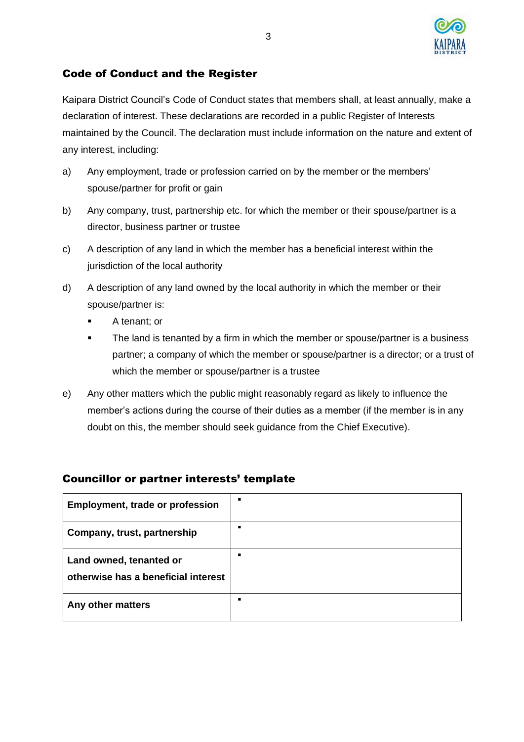## Code of Conduct and the Register

Kaipara District Council's Code of Conduct states that members shall, at least annually, make a declaration of interest. These declarations are recorded in a public Register of Interests maintained by the Council. The declaration must include information on the nature and extent of any interest, including:

a) Any employment, trade or profession carried on by the member or the members' spouse/partner for profit or gain

b) Any company, trust, partnership etc. for which the member or their spouse/partner is a director, business partner or trustee

c) A description of any land in which the member has a beneficial interest within the jurisdiction of the local authority

d) A description of any land owned by the local authority in which the member or their spouse/partner is:

- A tenant; or
- The land is tenanted by a firm in which the member or spouse/partner is a business partner; a company of which the member or spouse/partner is a director; or a trust of which the member or spouse/partner is a trustee

e) Any other matters which the public might reasonably regard as likely to influence the member's actions during the course of their duties as a member (if the member is in any doubt on this, the member should seek guidance from the Chief Executive).

## Councillor or partner interests' template

| | |
|---|---|
| **Employment, trade or profession** | ▪ |
| **Company, trust, partnership** | ▪ |
| **Land owned, tenanted or otherwise has a beneficial interest** | ▪ |
| **Any other matters** | ▪ |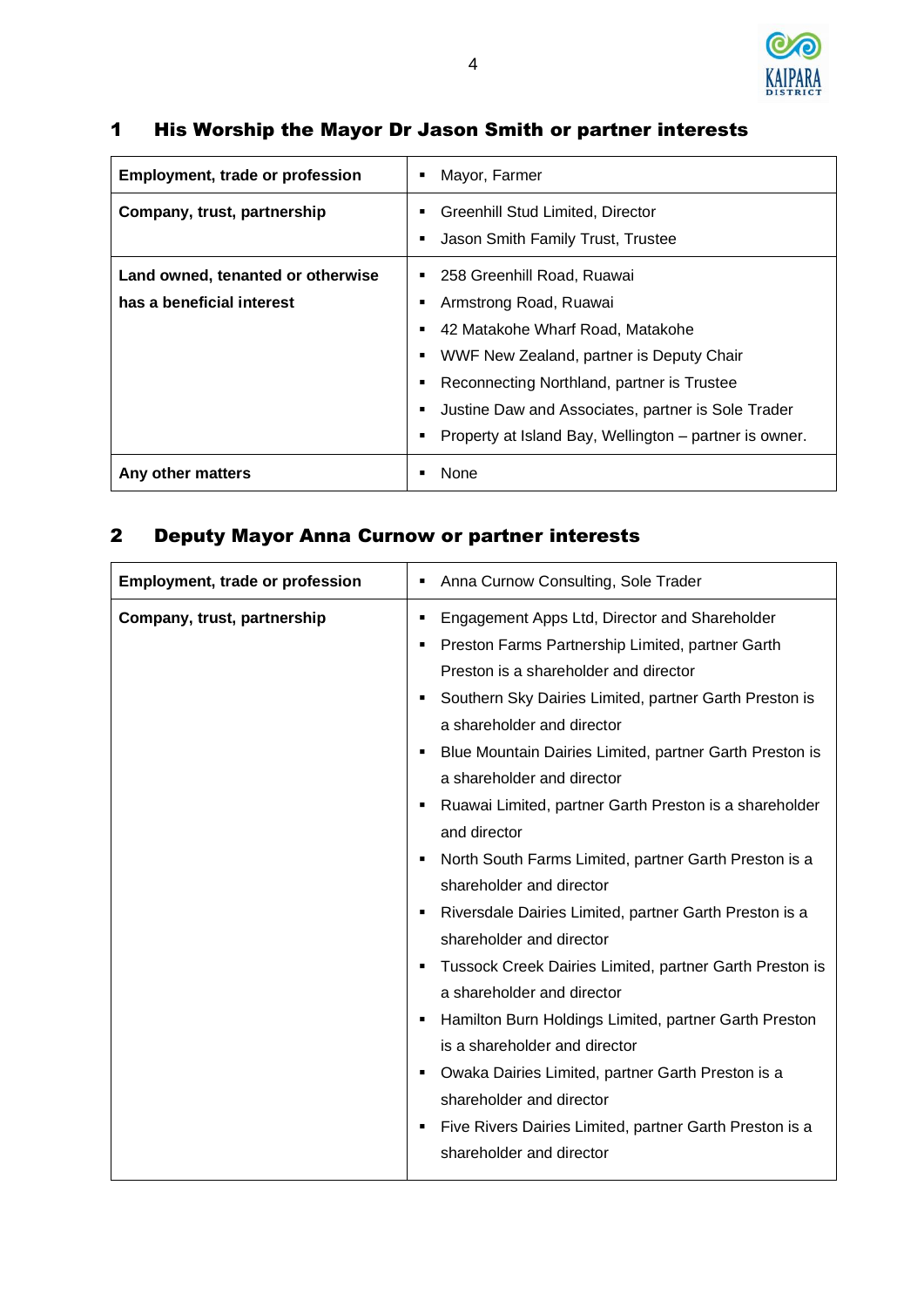## 1 His Worship the Mayor Dr Jason Smith or partner interests

| | |
|---|---|
| **Employment, trade or profession** | ▪ Mayor, Farmer |
| **Company, trust, partnership** | ▪ Greenhill Stud Limited, Director<br>▪ Jason Smith Family Trust, Trustee |
| **Land owned, tenanted or otherwise has a beneficial interest** | ▪ 258 Greenhill Road, Ruawai<br>▪ Armstrong Road, Ruawai<br>▪ 42 Matakohe Wharf Road, Matakohe<br>▪ WWF New Zealand, partner is Deputy Chair<br>▪ Reconnecting Northland, partner is Trustee<br>▪ Justine Daw and Associates, partner is Sole Trader<br>▪ Property at Island Bay, Wellington – partner is owner. |
| **Any other matters** | ▪ None |

## 2 Deputy Mayor Anna Curnow or partner interests

| | |
|---|---|
| **Employment, trade or profession** | ▪ Anna Curnow Consulting, Sole Trader |
| **Company, trust, partnership** | ▪ Engagement Apps Ltd, Director and Shareholder<br>▪ Preston Farms Partnership Limited, partner Garth Preston is a shareholder and director<br>▪ Southern Sky Dairies Limited, partner Garth Preston is a shareholder and director<br>▪ Blue Mountain Dairies Limited, partner Garth Preston is a shareholder and director<br>▪ Ruawai Limited, partner Garth Preston is a shareholder and director<br>▪ North South Farms Limited, partner Garth Preston is a shareholder and director<br>▪ Riversdale Dairies Limited, partner Garth Preston is a shareholder and director<br>▪ Tussock Creek Dairies Limited, partner Garth Preston is a shareholder and director<br>▪ Hamilton Burn Holdings Limited, partner Garth Preston is a shareholder and director<br>▪ Owaka Dairies Limited, partner Garth Preston is a shareholder and director<br>▪ Five Rivers Dairies Limited, partner Garth Preston is a shareholder and director |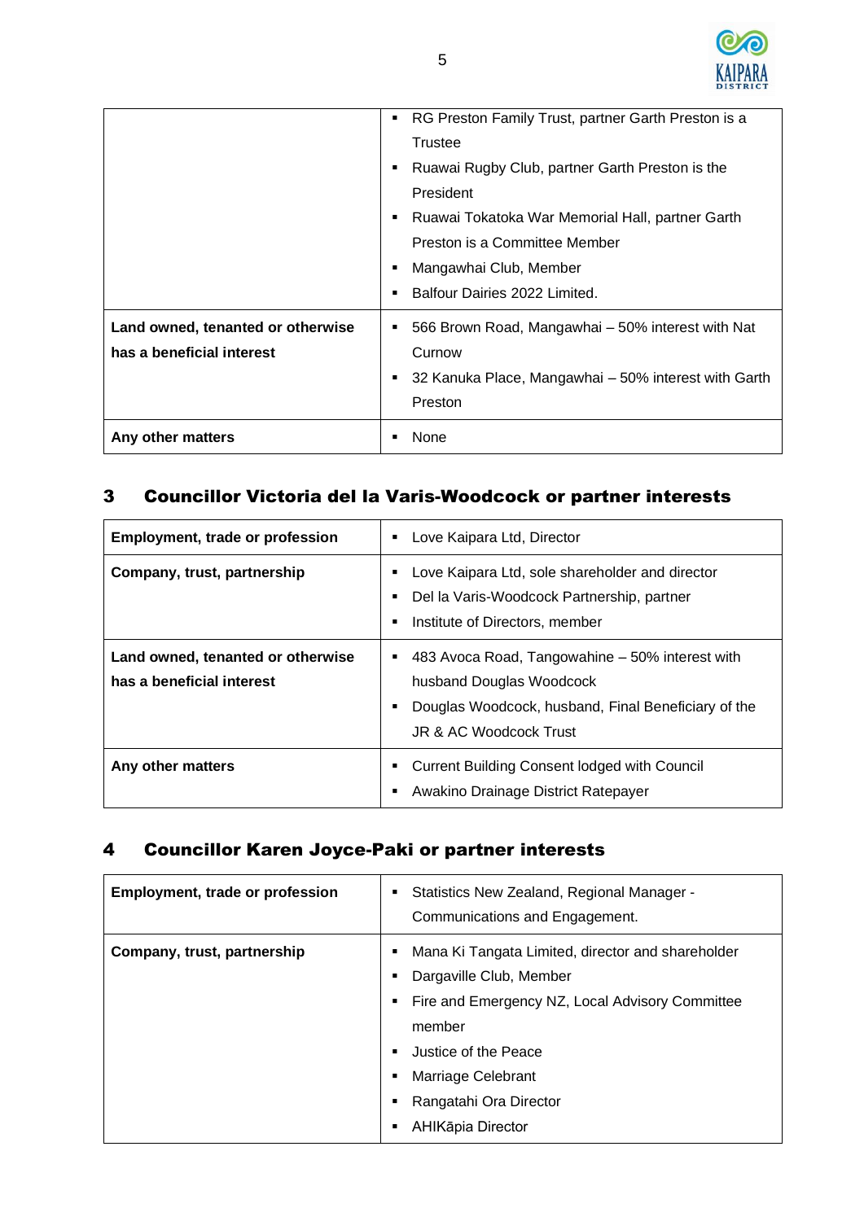| | |
|---|---|
| | ▪ RG Preston Family Trust, partner Garth Preston is a Trustee<br>▪ Ruawai Rugby Club, partner Garth Preston is the President<br>▪ Ruawai Tokatoka War Memorial Hall, partner Garth Preston is a Committee Member<br>▪ Mangawhai Club, Member<br>▪ Balfour Dairies 2022 Limited. |
| **Land owned, tenanted or otherwise has a beneficial interest** | ▪ 566 Brown Road, Mangawhai – 50% interest with Nat Curnow<br>▪ 32 Kanuka Place, Mangawhai – 50% interest with Garth Preston |
| **Any other matters** | ▪ None |

## 3 Councillor Victoria del la Varis-Woodcock or partner interests

| | |
|---|---|
| **Employment, trade or profession** | ▪ Love Kaipara Ltd, Director |
| **Company, trust, partnership** | ▪ Love Kaipara Ltd, sole shareholder and director<br>▪ Del la Varis-Woodcock Partnership, partner<br>▪ Institute of Directors, member |
| **Land owned, tenanted or otherwise has a beneficial interest** | ▪ 483 Avoca Road, Tangowahine – 50% interest with husband Douglas Woodcock<br>▪ Douglas Woodcock, husband, Final Beneficiary of the JR & AC Woodcock Trust |
| **Any other matters** | ▪ Current Building Consent lodged with Council<br>▪ Awakino Drainage District Ratepayer |

## 4 Councillor Karen Joyce-Paki or partner interests

| | |
|---|---|
| **Employment, trade or profession** | ▪ Statistics New Zealand, Regional Manager - Communications and Engagement. |
| **Company, trust, partnership** | ▪ Mana Ki Tangata Limited, director and shareholder<br>▪ Dargaville Club, Member<br>▪ Fire and Emergency NZ, Local Advisory Committee member<br>▪ Justice of the Peace<br>▪ Marriage Celebrant<br>▪ Rangatahi Ora Director<br>▪ AHIKāpia Director |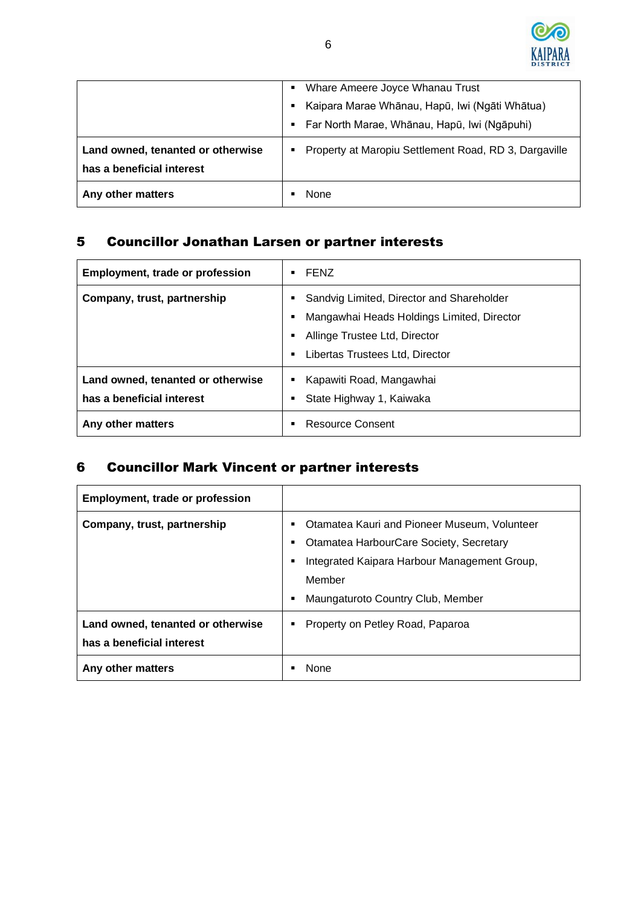| | |
|---|---|
| | ▪ Whare Ameere Joyce Whanau Trust<br>▪ Kaipara Marae Whānau, Hapū, Iwi (Ngāti Whātua)<br>▪ Far North Marae, Whānau, Hapū, Iwi (Ngāpuhi) |
| **Land owned, tenanted or otherwise has a beneficial interest** | ▪ Property at Maropiu Settlement Road, RD 3, Dargaville |
| **Any other matters** | ▪ None |

## 5 Councillor Jonathan Larsen or partner interests

| **Employment, trade or profession** | ▪ FENZ |
|---|---|
| **Company, trust, partnership** | ▪ Sandvig Limited, Director and Shareholder<br>▪ Mangawhai Heads Holdings Limited, Director<br>▪ Allinge Trustee Ltd, Director<br>▪ Libertas Trustees Ltd, Director |
| **Land owned, tenanted or otherwise has a beneficial interest** | ▪ Kapawiti Road, Mangawhai<br>▪ State Highway 1, Kaiwaka |
| **Any other matters** | ▪ Resource Consent |

## 6 Councillor Mark Vincent or partner interests

| **Employment, trade or profession** | |
|---|---|
| **Company, trust, partnership** | ▪ Otamatea Kauri and Pioneer Museum, Volunteer<br>▪ Otamatea HarbourCare Society, Secretary<br>▪ Integrated Kaipara Harbour Management Group, Member<br>▪ Maungaturoto Country Club, Member |
| **Land owned, tenanted or otherwise has a beneficial interest** | ▪ Property on Petley Road, Paparoa |
| **Any other matters** | ▪ None |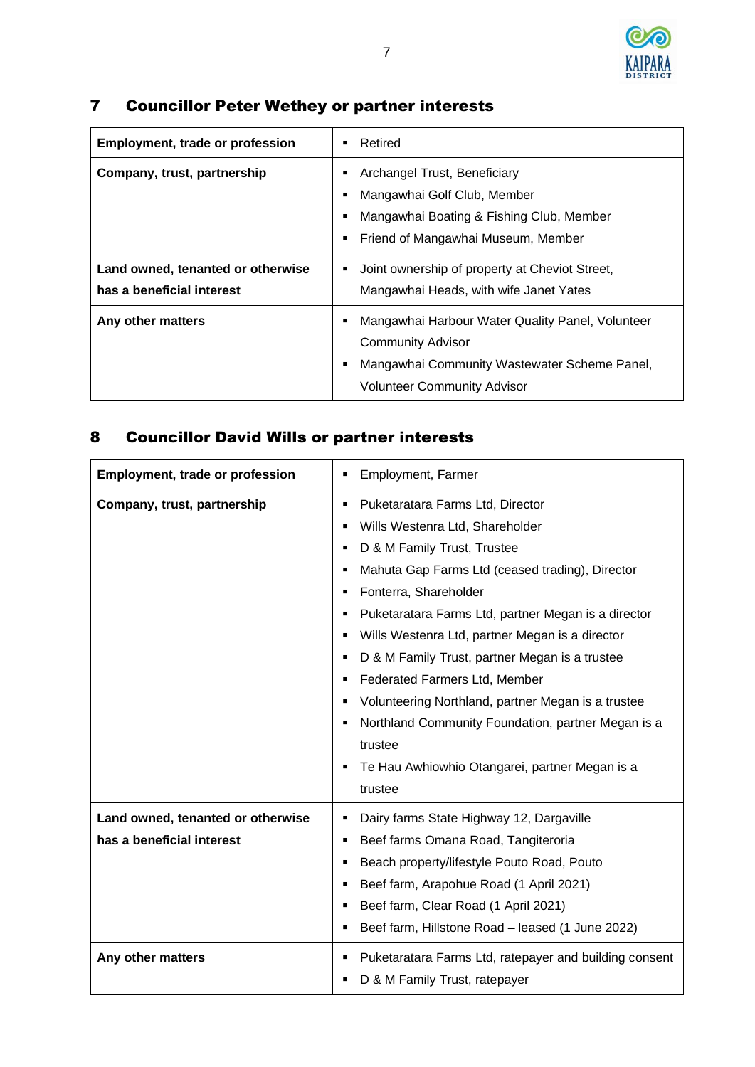## 7 Councillor Peter Wethey or partner interests

| | |
|---|---|
| **Employment, trade or profession** | ▪ Retired |
| **Company, trust, partnership** | ▪ Archangel Trust, Beneficiary<br>▪ Mangawhai Golf Club, Member<br>▪ Mangawhai Boating & Fishing Club, Member<br>▪ Friend of Mangawhai Museum, Member |
| **Land owned, tenanted or otherwise has a beneficial interest** | ▪ Joint ownership of property at Cheviot Street, Mangawhai Heads, with wife Janet Yates |
| **Any other matters** | ▪ Mangawhai Harbour Water Quality Panel, Volunteer Community Advisor<br>▪ Mangawhai Community Wastewater Scheme Panel, Volunteer Community Advisor |

## 8 Councillor David Wills or partner interests

| | |
|---|---|
| **Employment, trade or profession** | ▪ Employment, Farmer |
| **Company, trust, partnership** | ▪ Puketaratara Farms Ltd, Director<br>▪ Wills Westenra Ltd, Shareholder<br>▪ D & M Family Trust, Trustee<br>▪ Mahuta Gap Farms Ltd (ceased trading), Director<br>▪ Fonterra, Shareholder<br>▪ Puketaratara Farms Ltd, partner Megan is a director<br>▪ Wills Westenra Ltd, partner Megan is a director<br>▪ D & M Family Trust, partner Megan is a trustee<br>▪ Federated Farmers Ltd, Member<br>▪ Volunteering Northland, partner Megan is a trustee<br>▪ Northland Community Foundation, partner Megan is a trustee<br>▪ Te Hau Awhiowhio Otangarei, partner Megan is a trustee |
| **Land owned, tenanted or otherwise has a beneficial interest** | ▪ Dairy farms State Highway 12, Dargaville<br>▪ Beef farms Omana Road, Tangiteroria<br>▪ Beach property/lifestyle Pouto Road, Pouto<br>▪ Beef farm, Arapohue Road (1 April 2021)<br>▪ Beef farm, Clear Road (1 April 2021)<br>▪ Beef farm, Hillstone Road – leased (1 June 2022) |
| **Any other matters** | ▪ Puketaratara Farms Ltd, ratepayer and building consent<br>▪ D & M Family Trust, ratepayer |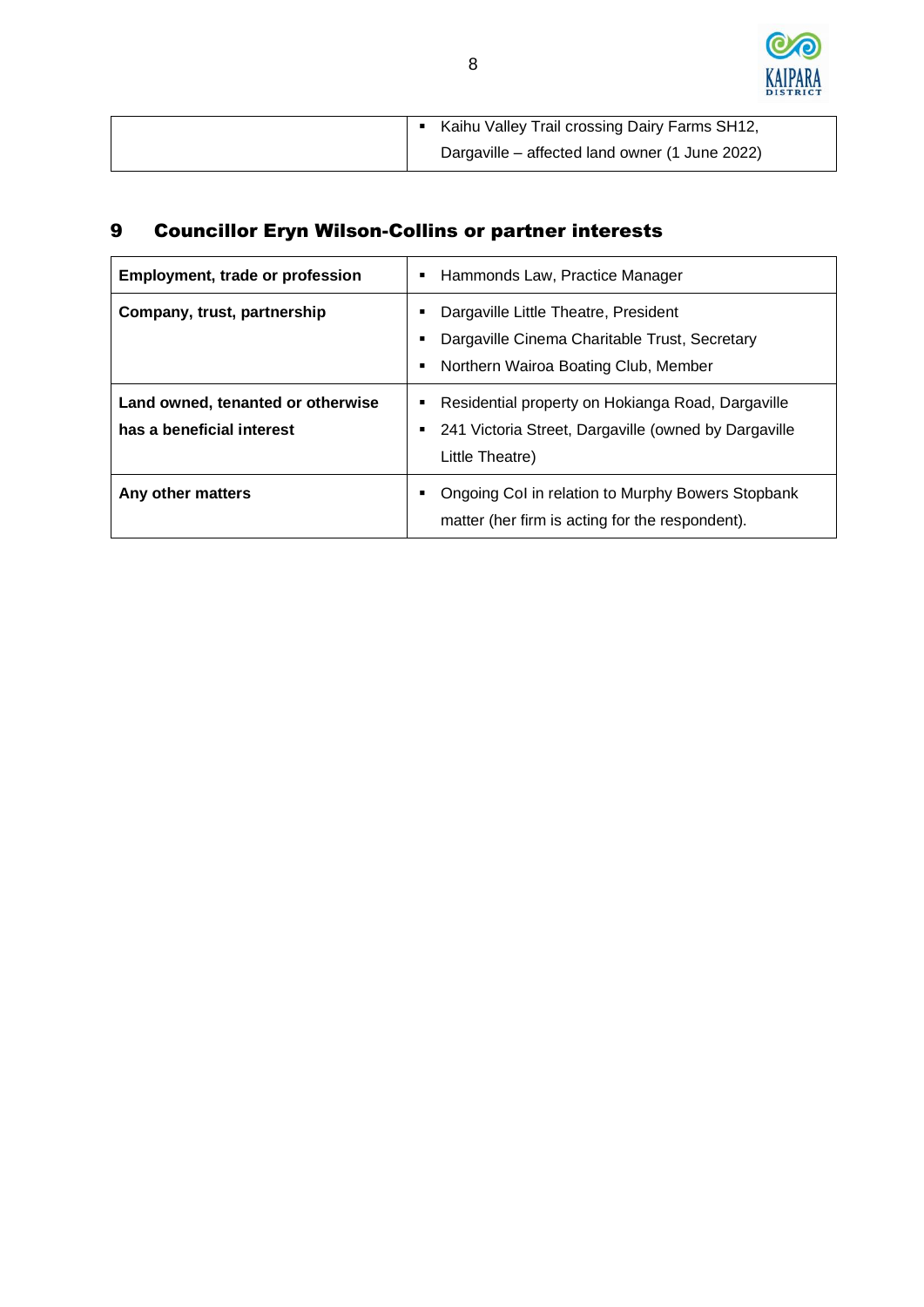| | |
|---|---|
| | ▪ Kaihu Valley Trail crossing Dairy Farms SH12, Dargaville – affected land owner (1 June 2022) |

## 9 Councillor Eryn Wilson-Collins or partner interests

| | |
|---|---|
| **Employment, trade or profession** | ▪ Hammonds Law, Practice Manager |
| **Company, trust, partnership** | ▪ Dargaville Little Theatre, President<br>▪ Dargaville Cinema Charitable Trust, Secretary<br>▪ Northern Wairoa Boating Club, Member |
| **Land owned, tenanted or otherwise has a beneficial interest** | ▪ Residential property on Hokianga Road, Dargaville<br>▪ 241 Victoria Street, Dargaville (owned by Dargaville Little Theatre) |
| **Any other matters** | ▪ Ongoing CoI in relation to Murphy Bowers Stopbank matter (her firm is acting for the respondent). |